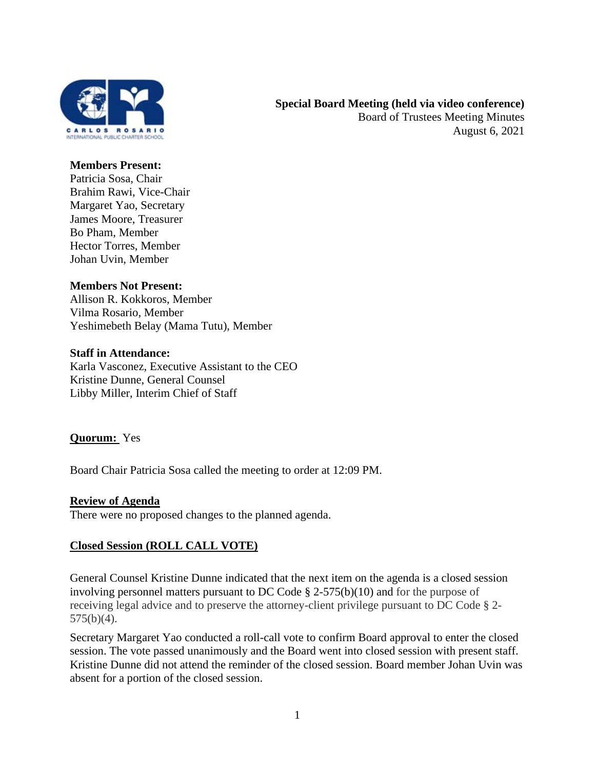**Special Board Meeting (held via video conference)**
Board of Trustees Meeting Minutes
August 6, 2021

**Members Present:**
Patricia Sosa, Chair
Brahim Rawi, Vice-Chair
Margaret Yao, Secretary
James Moore, Treasurer
Bo Pham, Member
Hector Torres, Member
Johan Uvin, Member

**Members Not Present:**
Allison R. Kokkoros, Member
Vilma Rosario, Member
Yeshimebeth Belay (Mama Tutu), Member

**Staff in Attendance:**
Karla Vasconez, Executive Assistant to the CEO
Kristine Dunne, General Counsel
Libby Miller, Interim Chief of Staff

**Quorum:** Yes

Board Chair Patricia Sosa called the meeting to order at 12:09 PM.

**Review of Agenda**
There were no proposed changes to the planned agenda.

**Closed Session (ROLL CALL VOTE)**

General Counsel Kristine Dunne indicated that the next item on the agenda is a closed session involving personnel matters pursuant to DC Code § 2-575(b)(10) and for the purpose of receiving legal advice and to preserve the attorney-client privilege pursuant to DC Code § 2-575(b)(4).

Secretary Margaret Yao conducted a roll-call vote to confirm Board approval to enter the closed session. The vote passed unanimously and the Board went into closed session with present staff. Kristine Dunne did not attend the reminder of the closed session. Board member Johan Uvin was absent for a portion of the closed session.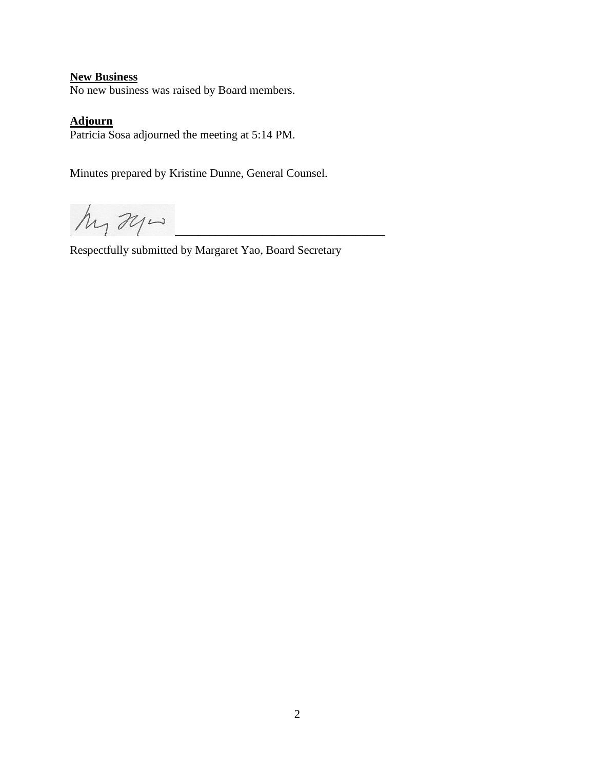**New Business**

No new business was raised by Board members.

**Adjourn**

Patricia Sosa adjourned the meeting at 5:14 PM.

Minutes prepared by Kristine Dunne, General Counsel.

\_\_\_\_\_\_\_\_\_\_\_\_\_\_\_\_\_\_\_\_\_\_\_\_\_\_\_\_\_\_\_\_\_\_

Respectfully submitted by Margaret Yao, Board Secretary